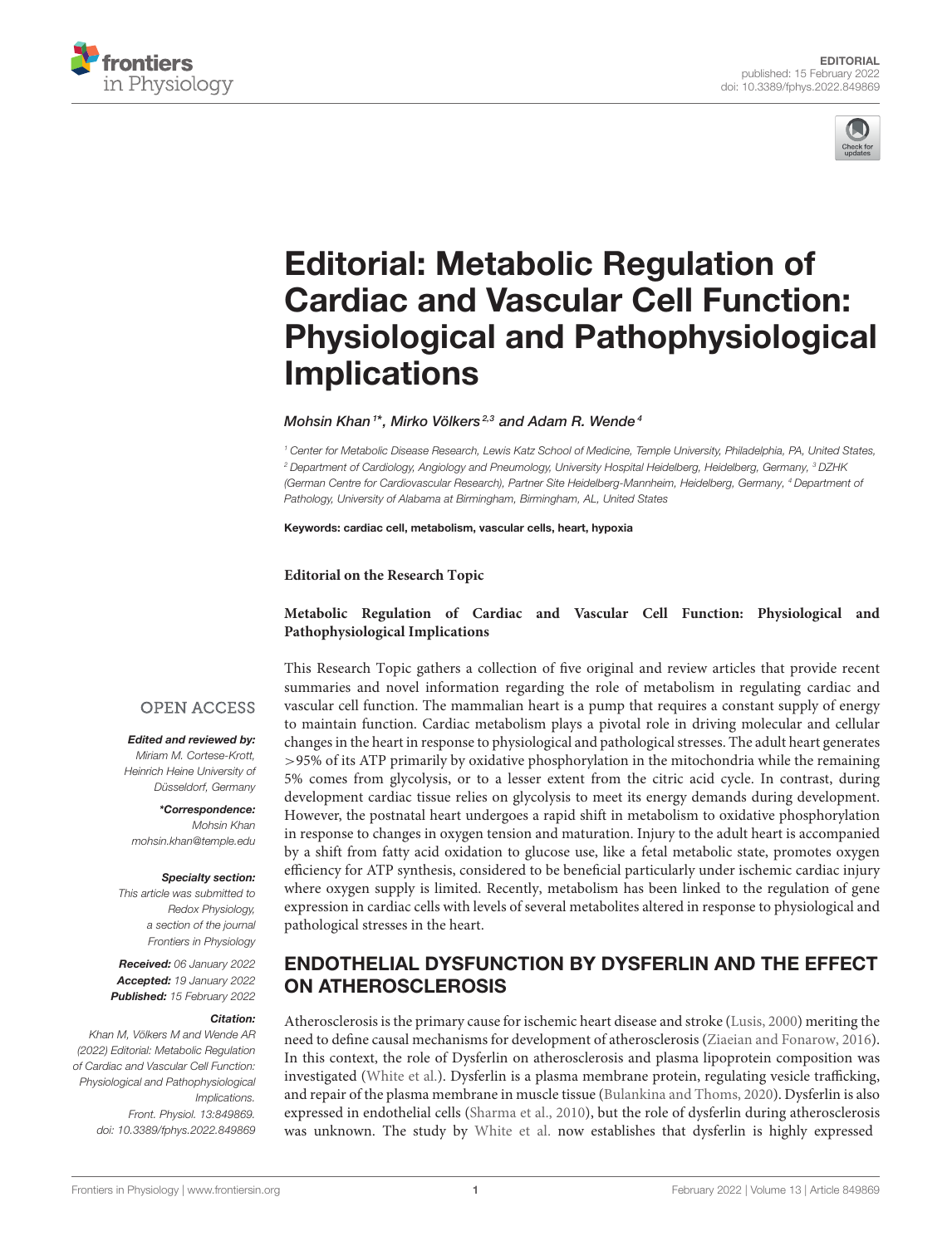EDITORIAL
published: 15 February 2022
doi: 10.3389/fphys.2022.849869

# Editorial: Metabolic Regulation of Cardiac and Vascular Cell Function: Physiological and Pathophysiological Implications

*Mohsin Khan*[1*], *Mirko Völkers*[2,3] *and Adam R. Wende*[4]

[1] Center for Metabolic Disease Research, Lewis Katz School of Medicine, Temple University, Philadelphia, PA, United States, [2] Department of Cardiology, Angiology and Pneumology, University Hospital Heidelberg, Heidelberg, Germany, [3] DZHK (German Centre for Cardiovascular Research), Partner Site Heidelberg-Mannheim, Heidelberg, Germany, [4] Department of Pathology, University of Alabama at Birmingham, Birmingham, AL, United States

**Keywords: cardiac cell, metabolism, vascular cells, heart, hypoxia**

OPEN ACCESS

***Edited and reviewed by:***
*Miriam M. Cortese-Krott, Heinrich Heine University of Düsseldorf, Germany*

***\*Correspondence:***
*Mohsin Khan*
*mohsin.khan@temple.edu*

***Specialty section:***
*This article was submitted to Redox Physiology, a section of the journal Frontiers in Physiology*

***Received:*** *06 January 2022*
***Accepted:*** *19 January 2022*
***Published:*** *15 February 2022*

***Citation:***
*Khan M, Völkers M and Wende AR (2022) Editorial: Metabolic Regulation of Cardiac and Vascular Cell Function: Physiological and Pathophysiological Implications. Front. Physiol. 13:849869. doi: 10.3389/fphys.2022.849869*

**Editorial on the Research Topic**

**Metabolic Regulation of Cardiac and Vascular Cell Function: Physiological and Pathophysiological Implications**

This Research Topic gathers a collection of five original and review articles that provide recent summaries and novel information regarding the role of metabolism in regulating cardiac and vascular cell function. The mammalian heart is a pump that requires a constant supply of energy to maintain function. Cardiac metabolism plays a pivotal role in driving molecular and cellular changes in the heart in response to physiological and pathological stresses. The adult heart generates >95% of its ATP primarily by oxidative phosphorylation in the mitochondria while the remaining 5% comes from glycolysis, or to a lesser extent from the citric acid cycle. In contrast, during development cardiac tissue relies on glycolysis to meet its energy demands during development. However, the postnatal heart undergoes a rapid shift in metabolism to oxidative phosphorylation in response to changes in oxygen tension and maturation. Injury to the adult heart is accompanied by a shift from fatty acid oxidation to glucose use, like a fetal metabolic state, promotes oxygen efficiency for ATP synthesis, considered to be beneficial particularly under ischemic cardiac injury where oxygen supply is limited. Recently, metabolism has been linked to the regulation of gene expression in cardiac cells with levels of several metabolites altered in response to physiological and pathological stresses in the heart.

## ENDOTHELIAL DYSFUNCTION BY DYSFERLIN AND THE EFFECT ON ATHEROSCLEROSIS

Atherosclerosis is the primary cause for ischemic heart disease and stroke (Lusis, 2000) meriting the need to define causal mechanisms for development of atherosclerosis (Ziaeian and Fonarow, 2016). In this context, the role of Dysferlin on atherosclerosis and plasma lipoprotein composition was investigated (White et al.). Dysferlin is a plasma membrane protein, regulating vesicle trafficking, and repair of the plasma membrane in muscle tissue (Bulankina and Thoms, 2020). Dysferlin is also expressed in endothelial cells (Sharma et al., 2010), but the role of dysferlin during atherosclerosis was unknown. The study by White et al. now establishes that dysferlin is highly expressed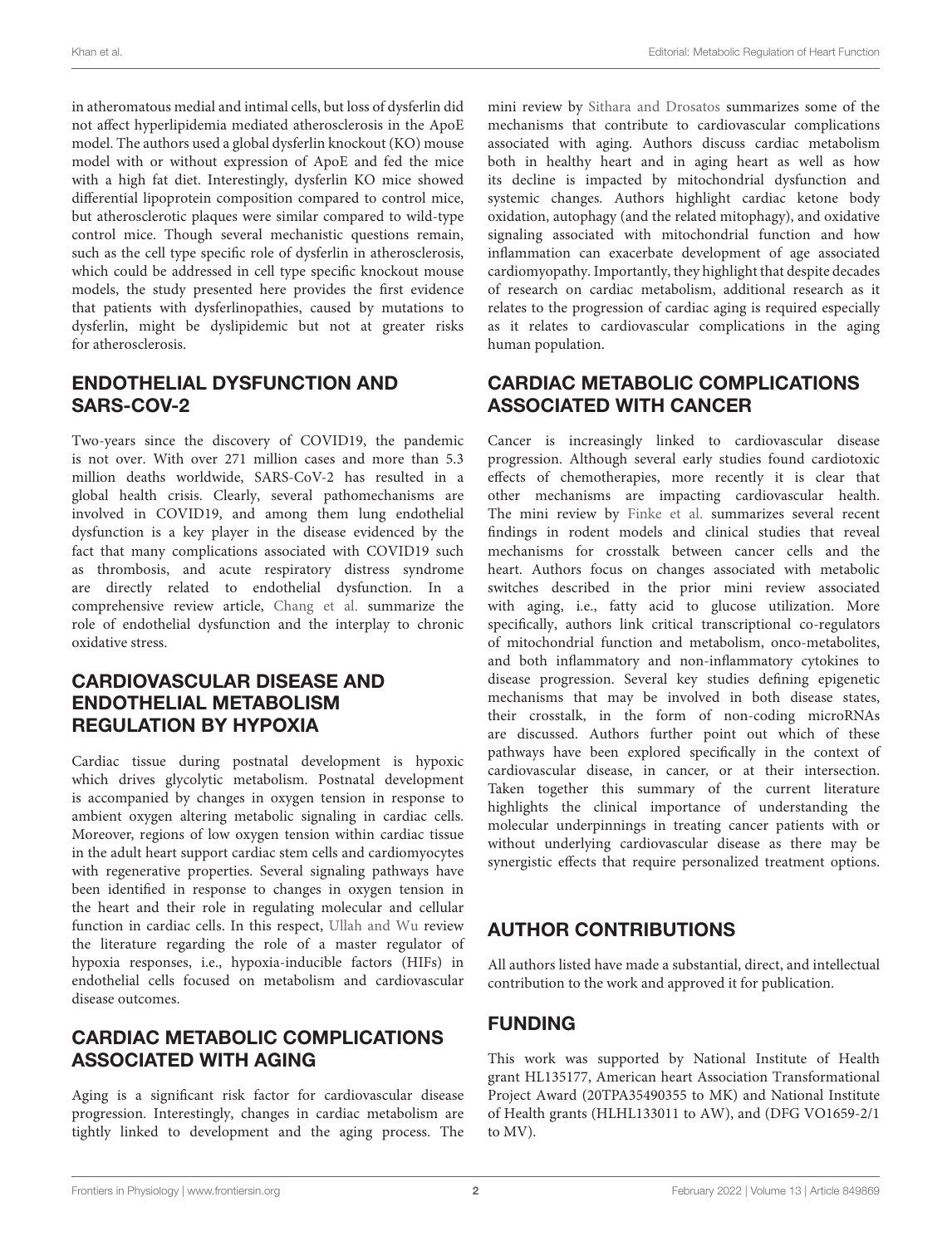in atheromatous medial and intimal cells, but loss of dysferlin did not affect hyperlipidemia mediated atherosclerosis in the ApoE model. The authors used a global dysferlin knockout (KO) mouse model with or without expression of ApoE and fed the mice with a high fat diet. Interestingly, dysferlin KO mice showed differential lipoprotein composition compared to control mice, but atherosclerotic plaques were similar compared to wild-type control mice. Though several mechanistic questions remain, such as the cell type specific role of dysferlin in atherosclerosis, which could be addressed in cell type specific knockout mouse models, the study presented here provides the first evidence that patients with dysferlinopathies, caused by mutations to dysferlin, might be dyslipidemic but not at greater risks for atherosclerosis.

## ENDOTHELIAL DYSFUNCTION AND SARS-COV-2

Two-years since the discovery of COVID19, the pandemic is not over. With over 271 million cases and more than 5.3 million deaths worldwide, SARS-CoV-2 has resulted in a global health crisis. Clearly, several pathomechanisms are involved in COVID19, and among them lung endothelial dysfunction is a key player in the disease evidenced by the fact that many complications associated with COVID19 such as thrombosis, and acute respiratory distress syndrome are directly related to endothelial dysfunction. In a comprehensive review article, Chang et al. summarize the role of endothelial dysfunction and the interplay to chronic oxidative stress.

## CARDIOVASCULAR DISEASE AND ENDOTHELIAL METABOLISM REGULATION BY HYPOXIA

Cardiac tissue during postnatal development is hypoxic which drives glycolytic metabolism. Postnatal development is accompanied by changes in oxygen tension in response to ambient oxygen altering metabolic signaling in cardiac cells. Moreover, regions of low oxygen tension within cardiac tissue in the adult heart support cardiac stem cells and cardiomyocytes with regenerative properties. Several signaling pathways have been identified in response to changes in oxygen tension in the heart and their role in regulating molecular and cellular function in cardiac cells. In this respect, Ullah and Wu review the literature regarding the role of a master regulator of hypoxia responses, i.e., hypoxia-inducible factors (HIFs) in endothelial cells focused on metabolism and cardiovascular disease outcomes.

## CARDIAC METABOLIC COMPLICATIONS ASSOCIATED WITH AGING

Aging is a significant risk factor for cardiovascular disease progression. Interestingly, changes in cardiac metabolism are tightly linked to development and the aging process. The mini review by Sithara and Drosatos summarizes some of the mechanisms that contribute to cardiovascular complications associated with aging. Authors discuss cardiac metabolism both in healthy heart and in aging heart as well as how its decline is impacted by mitochondrial dysfunction and systemic changes. Authors highlight cardiac ketone body oxidation, autophagy (and the related mitophagy), and oxidative signaling associated with mitochondrial function and how inflammation can exacerbate development of age associated cardiomyopathy. Importantly, they highlight that despite decades of research on cardiac metabolism, additional research as it relates to the progression of cardiac aging is required especially as it relates to cardiovascular complications in the aging human population.

## CARDIAC METABOLIC COMPLICATIONS ASSOCIATED WITH CANCER

Cancer is increasingly linked to cardiovascular disease progression. Although several early studies found cardiotoxic effects of chemotherapies, more recently it is clear that other mechanisms are impacting cardiovascular health. The mini review by Finke et al. summarizes several recent findings in rodent models and clinical studies that reveal mechanisms for crosstalk between cancer cells and the heart. Authors focus on changes associated with metabolic switches described in the prior mini review associated with aging, i.e., fatty acid to glucose utilization. More specifically, authors link critical transcriptional co-regulators of mitochondrial function and metabolism, onco-metabolites, and both inflammatory and non-inflammatory cytokines to disease progression. Several key studies defining epigenetic mechanisms that may be involved in both disease states, their crosstalk, in the form of non-coding microRNAs are discussed. Authors further point out which of these pathways have been explored specifically in the context of cardiovascular disease, in cancer, or at their intersection. Taken together this summary of the current literature highlights the clinical importance of understanding the molecular underpinnings in treating cancer patients with or without underlying cardiovascular disease as there may be synergistic effects that require personalized treatment options.

## AUTHOR CONTRIBUTIONS

All authors listed have made a substantial, direct, and intellectual contribution to the work and approved it for publication.

## FUNDING

This work was supported by National Institute of Health grant HL135177, American heart Association Transformational Project Award (20TPA35490355 to MK) and National Institute of Health grants (HLHL133011 to AW), and (DFG VO1659-2/1 to MV).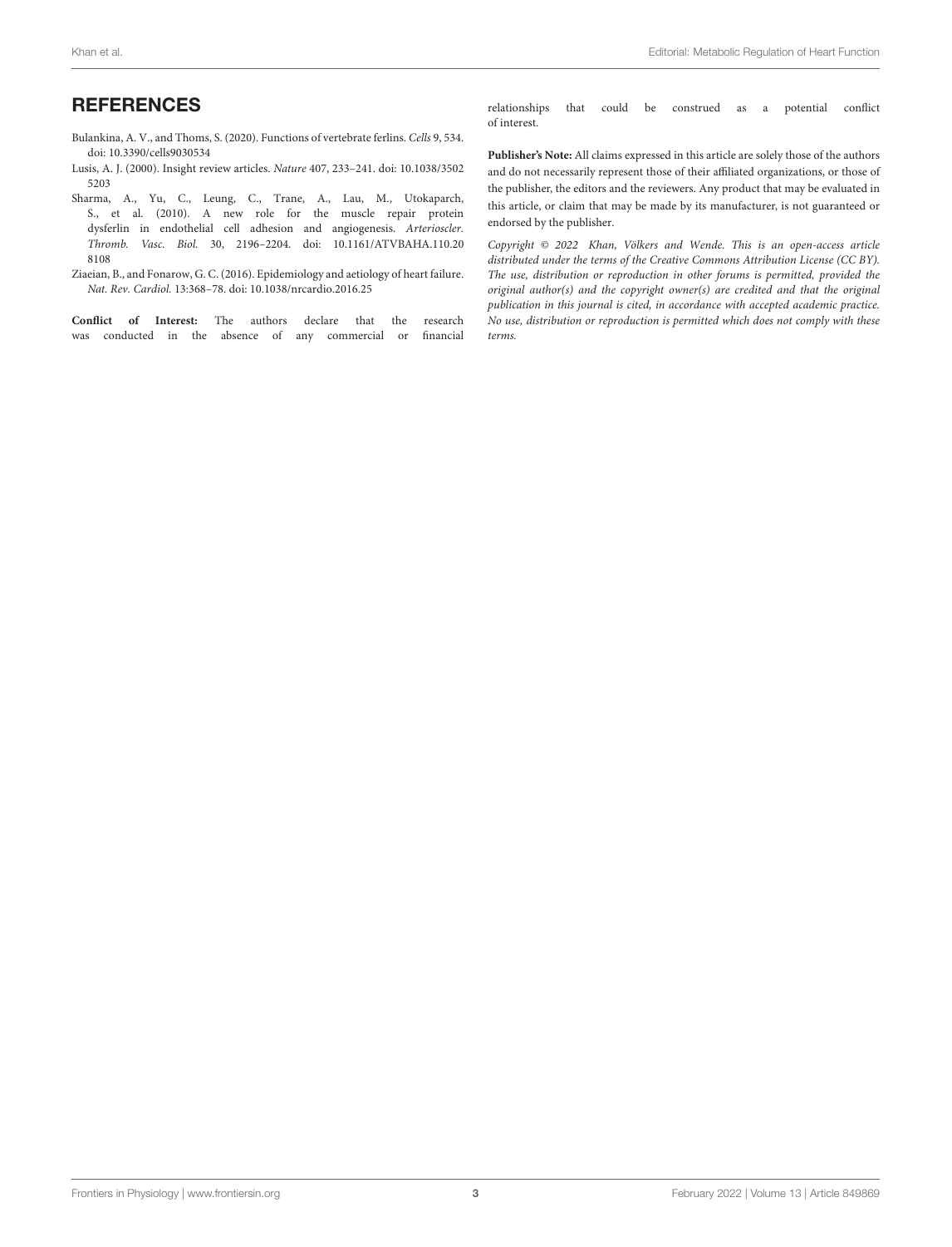## REFERENCES

Bulankina, A. V., and Thoms, S. (2020). Functions of vertebrate ferlins. *Cells* 9, 534. doi: 10.3390/cells9030534

Lusis, A. J. (2000). Insight review articles. *Nature* 407, 233–241. doi: 10.1038/35025203

Sharma, A., Yu, C., Leung, C., Trane, A., Lau, M., Utokaparch, S., et al. (2010). A new role for the muscle repair protein dysferlin in endothelial cell adhesion and angiogenesis. *Arterioscler. Thromb. Vasc. Biol.* 30, 2196–2204. doi: 10.1161/ATVBAHA.110.208108

Ziaeian, B., and Fonarow, G. C. (2016). Epidemiology and aetiology of heart failure. *Nat. Rev. Cardiol.* 13:368–78. doi: 10.1038/nrcardio.2016.25

**Conflict of Interest:** The authors declare that the research was conducted in the absence of any commercial or financial relationships that could be construed as a potential conflict of interest.

**Publisher's Note:** All claims expressed in this article are solely those of the authors and do not necessarily represent those of their affiliated organizations, or those of the publisher, the editors and the reviewers. Any product that may be evaluated in this article, or claim that may be made by its manufacturer, is not guaranteed or endorsed by the publisher.

*Copyright © 2022 Khan, Völkers and Wende. This is an open-access article distributed under the terms of the Creative Commons Attribution License (CC BY). The use, distribution or reproduction in other forums is permitted, provided the original author(s) and the copyright owner(s) are credited and that the original publication in this journal is cited, in accordance with accepted academic practice. No use, distribution or reproduction is permitted which does not comply with these terms.*